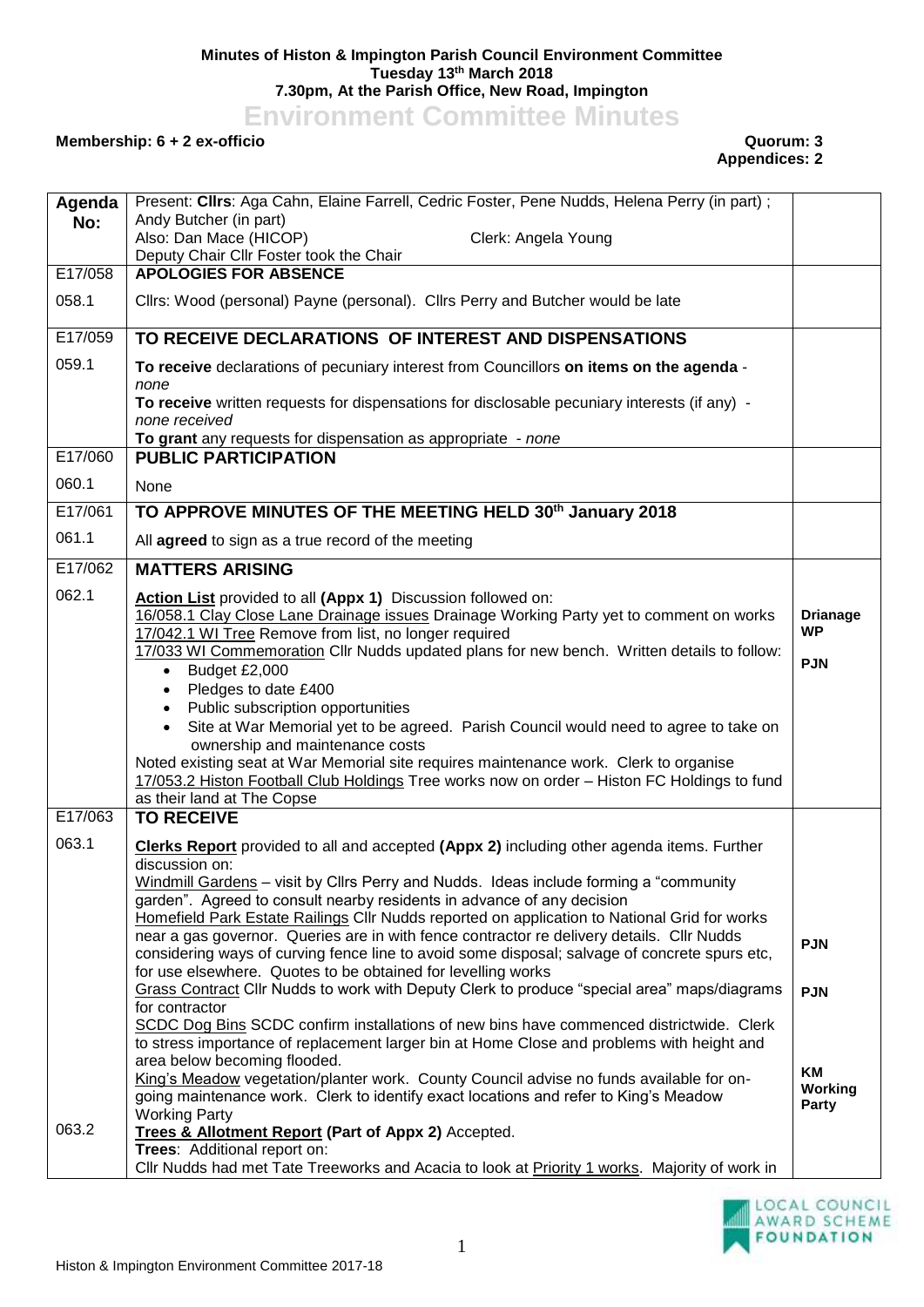**Minutes of Histon & Impington Parish Council Environment Committee**
**Tuesday 13th March 2018**
**7.30pm, At the Parish Office, New Road, Impington**

# Environment Committee Minutes

**Membership: 6 + 2 ex-officio** **Quorum: 3**
**Appendices: 2**

| Agenda No: | Present: **Cllrs**: Aga Cahn, Elaine Farrell, Cedric Foster, Pene Nudds, Helena Perry (in part) ; Andy Butcher (in part)<br>Also: Dan Mace (HICOP) Clerk: Angela Young<br>Deputy Chair Cllr Foster took the Chair | |
|---|---|---|
| E17/058 | **APOLOGIES FOR ABSENCE** | |
| 058.1 | Cllrs: Wood (personal) Payne (personal). Cllrs Perry and Butcher would be late | |
| E17/059 | **TO RECEIVE DECLARATIONS OF INTEREST AND DISPENSATIONS** | |
| 059.1 | **To receive** declarations of pecuniary interest from Councillors **on items on the agenda** - *none*<br>**To receive** written requests for dispensations for disclosable pecuniary interests (if any) - *none received*<br>**To grant** any requests for dispensation as appropriate - *none* | |
| E17/060 | **PUBLIC PARTICIPATION** | |
| 060.1 | None | |
| E17/061 | **TO APPROVE MINUTES OF THE MEETING HELD 30th January 2018** | |
| 061.1 | All **agreed** to sign as a true record of the meeting | |
| E17/062 | **MATTERS ARISING** | |
| 062.1 | **Action List** provided to all **(Appx 1)** Discussion followed on:<br>16/058.1 Clay Close Lane Drainage issues Drainage Working Party yet to comment on works<br>17/042.1 WI Tree Remove from list, no longer required<br>17/033 WI Commemoration Cllr Nudds updated plans for new bench. Written details to follow:<br>• Budget £2,000<br>• Pledges to date £400<br>• Public subscription opportunities<br>• Site at War Memorial yet to be agreed. Parish Council would need to agree to take on ownership and maintenance costs<br>Noted existing seat at War Memorial site requires maintenance work. Clerk to organise<br>17/053.2 Histon Football Club Holdings Tree works now on order – Histon FC Holdings to fund as their land at The Copse | **Drianage WP**<br><br>**PJN** |
| E17/063 | **TO RECEIVE** | |
| 063.1 | **Clerks Report** provided to all and accepted **(Appx 2)** including other agenda items. Further discussion on:<br>Windmill Gardens – visit by Cllrs Perry and Nudds. Ideas include forming a "community garden". Agreed to consult nearby residents in advance of any decision<br>Homefield Park Estate Railings Cllr Nudds reported on application to National Grid for works near a gas governor. Queries are in with fence contractor re delivery details. Cllr Nudds considering ways of curving fence line to avoid some disposal; salvage of concrete spurs etc, for use elsewhere. Quotes to be obtained for levelling works<br>Grass Contract Cllr Nudds to work with Deputy Clerk to produce "special area" maps/diagrams for contractor<br>SCDC Dog Bins SCDC confirm installations of new bins have commenced districtwide. Clerk to stress importance of replacement larger bin at Home Close and problems with height and area below becoming flooded.<br>King's Meadow vegetation/planter work. County Council advise no funds available for on-going maintenance work. Clerk to identify exact locations and refer to King's Meadow Working Party | **PJN**<br><br>**PJN**<br><br>**KM Working Party** |
| 063.2 | **Trees & Allotment Report (Part of Appx 2)** Accepted.<br>**Trees**: Additional report on:<br>Cllr Nudds had met Tate Treeworks and Acacia to look at Priority 1 works. Majority of work in | |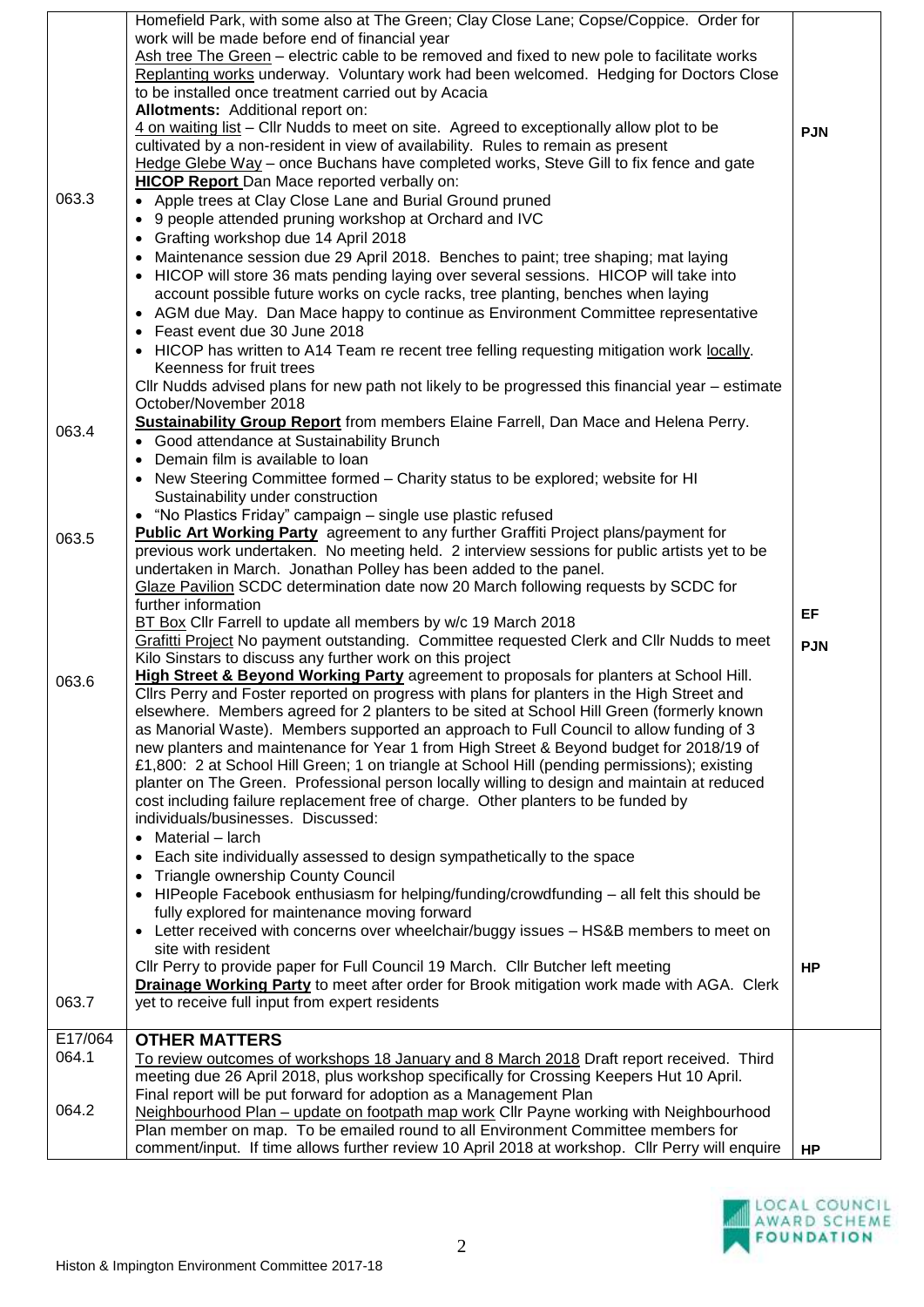| | | |
|---|---|---|
| | Homefield Park, with some also at The Green; Clay Close Lane; Copse/Coppice. Order for work will be made before end of financial year<br>Ash tree The Green – electric cable to be removed and fixed to new pole to facilitate works<br>Replanting works underway. Voluntary work had been welcomed. Hedging for Doctors Close to be installed once treatment carried out by Acacia<br>**Allotments:** Additional report on:<br>4 on waiting list – Cllr Nudds to meet on site. Agreed to exceptionally allow plot to be cultivated by a non-resident in view of availability. Rules to remain as present<br>Hedge Glebe Way – once Buchans have completed works, Steve Gill to fix fence and gate | PJN |
| 063.3 | **HICOP Report** Dan Mace reported verbally on:<br>• Apple trees at Clay Close Lane and Burial Ground pruned<br>• 9 people attended pruning workshop at Orchard and IVC<br>• Grafting workshop due 14 April 2018<br>• Maintenance session due 29 April 2018. Benches to paint; tree shaping; mat laying<br>• HICOP will store 36 mats pending laying over several sessions. HICOP will take into account possible future works on cycle racks, tree planting, benches when laying<br>• AGM due May. Dan Mace happy to continue as Environment Committee representative<br>• Feast event due 30 June 2018<br>• HICOP has written to A14 Team re recent tree felling requesting mitigation work locally. Keenness for fruit trees<br>Cllr Nudds advised plans for new path not likely to be progressed this financial year – estimate October/November 2018 | |
| 063.4 | **Sustainability Group Report** from members Elaine Farrell, Dan Mace and Helena Perry.<br>• Good attendance at Sustainability Brunch<br>• Demain film is available to loan<br>• New Steering Committee formed – Charity status to be explored; website for HI Sustainability under construction<br>• "No Plastics Friday" campaign – single use plastic refused | |
| 063.5 | **Public Art Working Party** agreement to any further Graffiti Project plans/payment for previous work undertaken. No meeting held. 2 interview sessions for public artists yet to be undertaken in March. Jonathan Polley has been added to the panel.<br>Glaze Pavilion SCDC determination date now 20 March following requests by SCDC for further information<br>BT Box Cllr Farrell to update all members by w/c 19 March 2018<br>Grafitti Project No payment outstanding. Committee requested Clerk and Cllr Nudds to meet Kilo Sinstars to discuss any further work on this project | EF<br><br>PJN |
| 063.6 | **High Street & Beyond Working Party** agreement to proposals for planters at School Hill. Cllrs Perry and Foster reported on progress with plans for planters in the High Street and elsewhere. Members agreed for 2 planters to be sited at School Hill Green (formerly known as Manorial Waste). Members supported an approach to Full Council to allow funding of 3 new planters and maintenance for Year 1 from High Street & Beyond budget for 2018/19 of £1,800: 2 at School Hill Green; 1 on triangle at School Hill (pending permissions); existing planter on The Green. Professional person locally willing to design and maintain at reduced cost including failure replacement free of charge. Other planters to be funded by individuals/businesses. Discussed:<br>• Material – larch<br>• Each site individually assessed to design sympathetically to the space<br>• Triangle ownership County Council<br>• HIPeople Facebook enthusiasm for helping/funding/crowdfunding – all felt this should be fully explored for maintenance moving forward<br>• Letter received with concerns over wheelchair/buggy issues – HS&B members to meet on site with resident<br>Cllr Perry to provide paper for Full Council 19 March. Cllr Butcher left meeting | HP |
| 063.7 | **Drainage Working Party** to meet after order for Brook mitigation work made with AGA. Clerk yet to receive full input from expert residents | |
| E17/064 | **OTHER MATTERS** | |
| 064.1 | To review outcomes of workshops 18 January and 8 March 2018 Draft report received. Third meeting due 26 April 2018, plus workshop specifically for Crossing Keepers Hut 10 April. Final report will be put forward for adoption as a Management Plan | |
| 064.2 | Neighbourhood Plan – update on footpath map work Cllr Payne working with Neighbourhood Plan member on map. To be emailed round to all Environment Committee members for comment/input. If time allows further review 10 April 2018 at workshop. Cllr Perry will enquire | HP |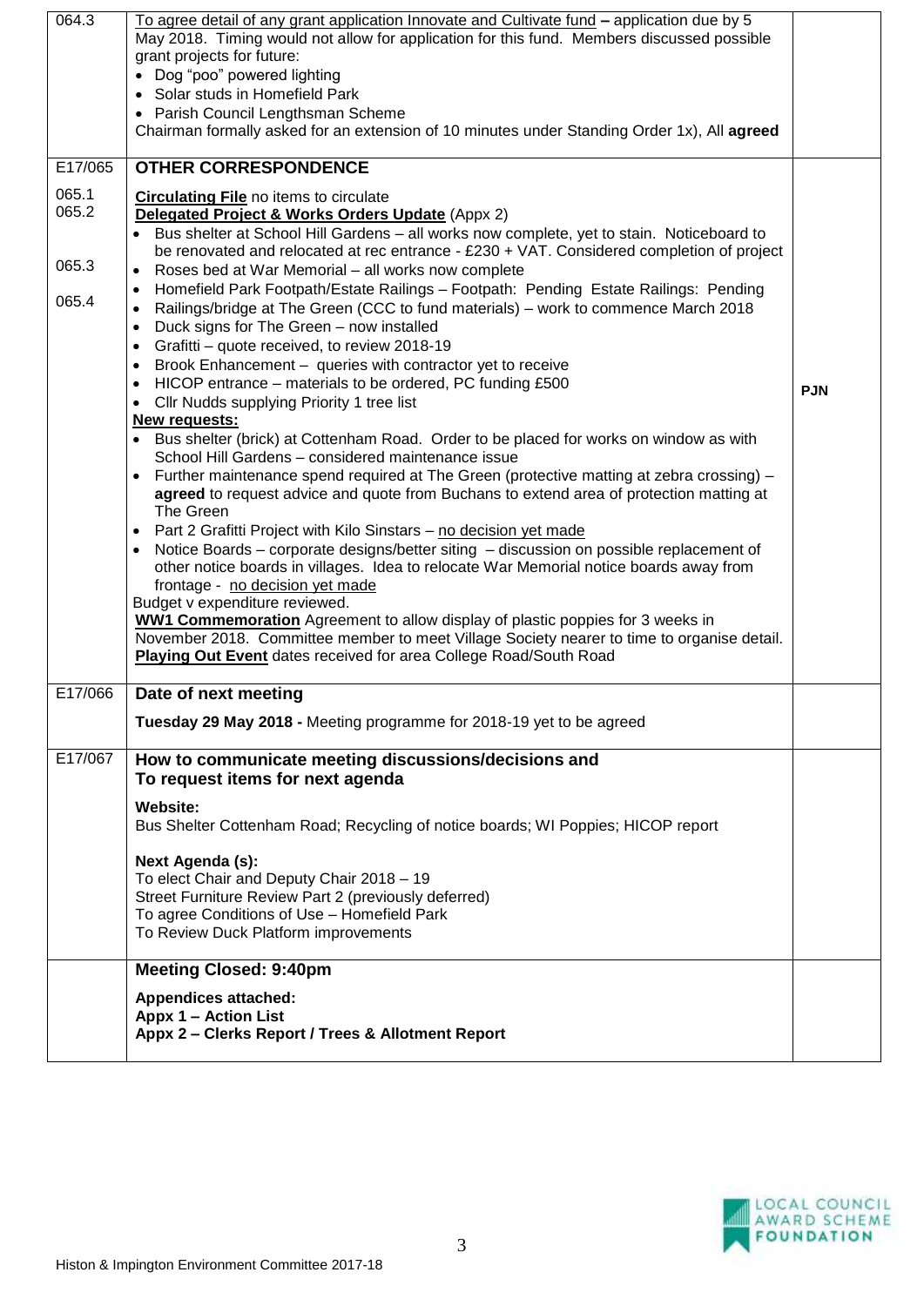| | | |
|---|---|---|
| 064.3 | To agree detail of any grant application Innovate and Cultivate fund **–** application due by 5 May 2018. Timing would not allow for application for this fund. Members discussed possible grant projects for future:<br>• Dog "poo" powered lighting<br>• Solar studs in Homefield Park<br>• Parish Council Lengthsman Scheme<br>Chairman formally asked for an extension of 10 minutes under Standing Order 1x), All **agreed** | |
| E17/065 | **OTHER CORRESPONDENCE** | |
| 065.1<br>065.2<br><br><br>065.3<br><br>065.4 | **Circulating File** no items to circulate<br>**Delegated Project & Works Orders Update** (Appx 2)<br>• Bus shelter at School Hill Gardens – all works now complete, yet to stain. Noticeboard to be renovated and relocated at rec entrance - £230 + VAT. Considered completion of project<br>• Roses bed at War Memorial – all works now complete<br>• Homefield Park Footpath/Estate Railings – Footpath: Pending Estate Railings: Pending<br>• Railings/bridge at The Green (CCC to fund materials) – work to commence March 2018<br>• Duck signs for The Green – now installed<br>• Grafitti – quote received, to review 2018-19<br>• Brook Enhancement – queries with contractor yet to receive<br>• HICOP entrance – materials to be ordered, PC funding £500<br>• Cllr Nudds supplying Priority 1 tree list<br>**New requests:**<br>• Bus shelter (brick) at Cottenham Road. Order to be placed for works on window as with School Hill Gardens – considered maintenance issue<br>• Further maintenance spend required at The Green (protective matting at zebra crossing) – **agreed** to request advice and quote from Buchans to extend area of protection matting at The Green<br>• Part 2 Grafitti Project with Kilo Sinstars – no decision yet made<br>• Notice Boards – corporate designs/better siting – discussion on possible replacement of other notice boards in villages. Idea to relocate War Memorial notice boards away from frontage - no decision yet made<br>Budget v expenditure reviewed.<br>**WW1 Commemoration** Agreement to allow display of plastic poppies for 3 weeks in November 2018. Committee member to meet Village Society nearer to time to organise detail.<br>**Playing Out Event** dates received for area College Road/South Road | **PJN** |
| E17/066 | **Date of next meeting**<br><br>**Tuesday 29 May 2018 -** Meeting programme for 2018-19 yet to be agreed | |
| E17/067 | **How to communicate meeting discussions/decisions and To request items for next agenda**<br><br>**Website:**<br>Bus Shelter Cottenham Road; Recycling of notice boards; WI Poppies; HICOP report<br><br>**Next Agenda (s):**<br>To elect Chair and Deputy Chair 2018 – 19<br>Street Furniture Review Part 2 (previously deferred)<br>To agree Conditions of Use – Homefield Park<br>To Review Duck Platform improvements | |
| | **Meeting Closed: 9:40pm**<br><br>**Appendices attached:**<br>**Appx 1 – Action List**<br>**Appx 2 – Clerks Report / Trees & Allotment Report** | |